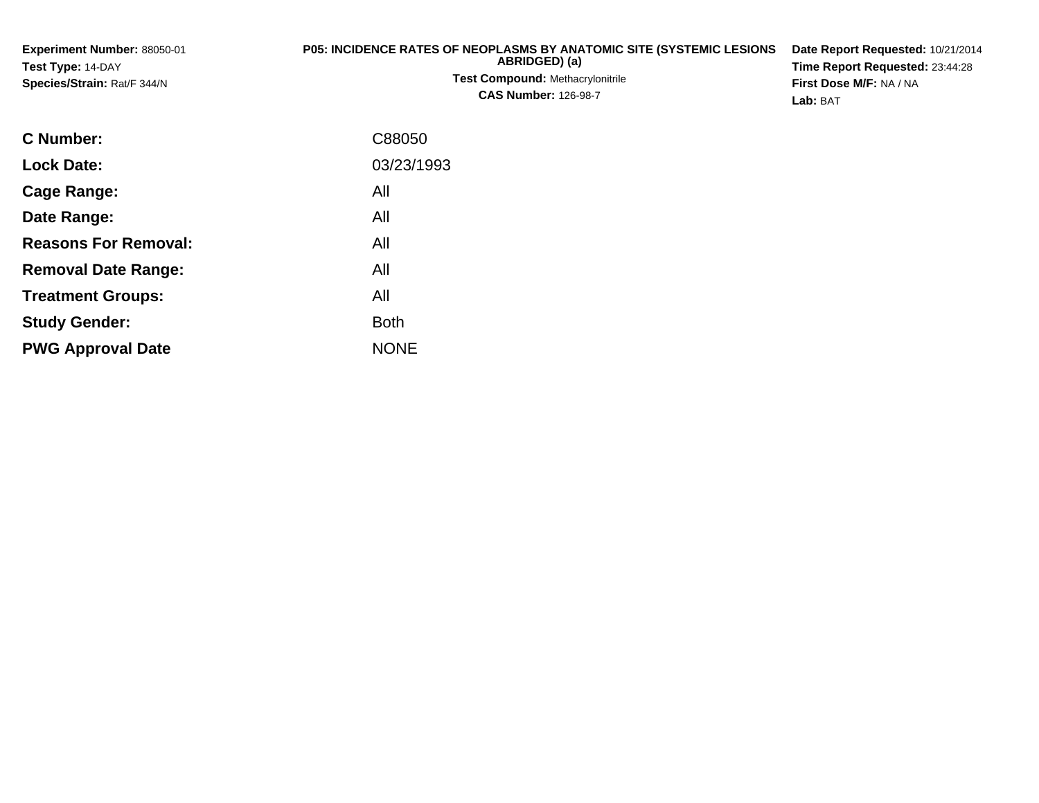**Experiment Number:** 88050-01
**Test Type:** 14-DAY
**Species/Strain:** Rat/F 344/N

**P05: INCIDENCE RATES OF NEOPLASMS BY ANATOMIC SITE (SYSTEMIC LESIONS ABRIDGED) (a)**
**Test Compound:** Methacrylonitrile
**CAS Number:** 126-98-7

**Date Report Requested:** 10/21/2014
**Time Report Requested:** 23:44:28
**First Dose M/F:** NA / NA
**Lab:** BAT

| | |
|---|---|
| **C Number:** | C88050 |
| **Lock Date:** | 03/23/1993 |
| **Cage Range:** | All |
| **Date Range:** | All |
| **Reasons For Removal:** | All |
| **Removal Date Range:** | All |
| **Treatment Groups:** | All |
| **Study Gender:** | Both |
| **PWG Approval Date** | NONE |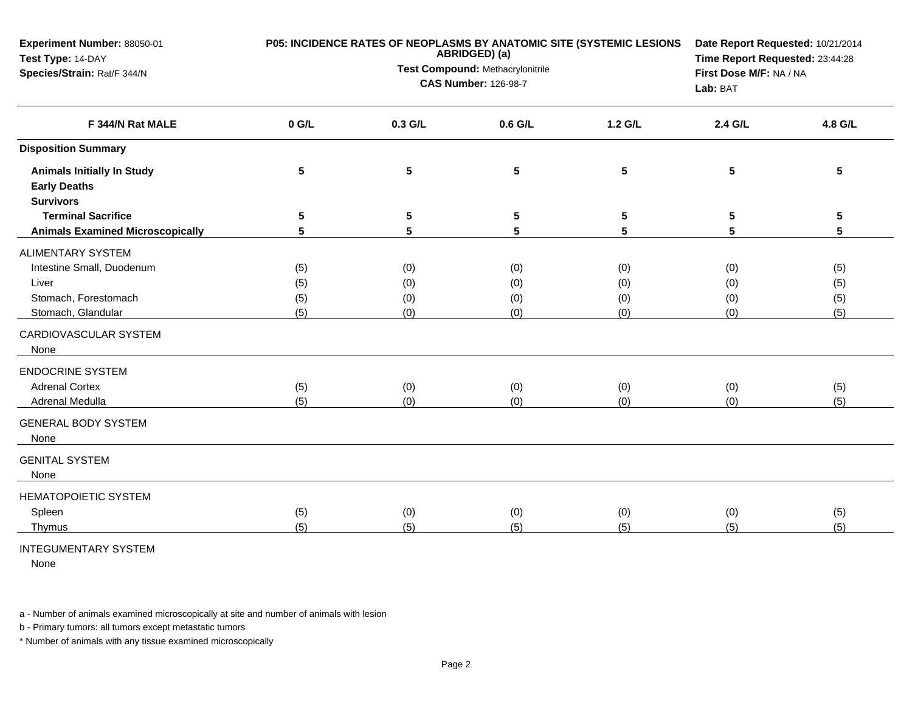**Experiment Number:** 88050-01
**Test Type:** 14-DAY
**Species/Strain:** Rat/F 344/N

**P05: INCIDENCE RATES OF NEOPLASMS BY ANATOMIC SITE (SYSTEMIC LESIONS ABRIDGED) (a)**
**Test Compound:** Methacrylonitrile
**CAS Number:** 126-98-7

**Date Report Requested:** 10/21/2014
**Time Report Requested:** 23:44:28
**First Dose M/F:** NA / NA
**Lab:** BAT

| F 344/N Rat MALE | 0 G/L | 0.3 G/L | 0.6 G/L | 1.2 G/L | 2.4 G/L | 4.8 G/L |
|---|---|---|---|---|---|---|
| **Disposition Summary** | | | | | | |
| **Animals Initially In Study** | 5 | 5 | 5 | 5 | 5 | 5 |
| **Early Deaths** | | | | | | |
| **Survivors** | | | | | | |
| **Terminal Sacrifice** | 5 | 5 | 5 | 5 | 5 | 5 |
| **Animals Examined Microscopically** | 5 | 5 | 5 | 5 | 5 | 5 |
| ALIMENTARY SYSTEM | | | | | | |
| Intestine Small, Duodenum | (5) | (0) | (0) | (0) | (0) | (5) |
| Liver | (5) | (0) | (0) | (0) | (0) | (5) |
| Stomach, Forestomach | (5) | (0) | (0) | (0) | (0) | (5) |
| Stomach, Glandular | (5) | (0) | (0) | (0) | (0) | (5) |
| CARDIOVASCULAR SYSTEM | | | | | | |
| None | | | | | | |
| ENDOCRINE SYSTEM | | | | | | |
| Adrenal Cortex | (5) | (0) | (0) | (0) | (0) | (5) |
| Adrenal Medulla | (5) | (0) | (0) | (0) | (0) | (5) |
| GENERAL BODY SYSTEM | | | | | | |
| None | | | | | | |
| GENITAL SYSTEM | | | | | | |
| None | | | | | | |
| HEMATOPOIETIC SYSTEM | | | | | | |
| Spleen | (5) | (0) | (0) | (0) | (0) | (5) |
| Thymus | (5) | (5) | (5) | (5) | (5) | (5) |
| INTEGUMENTARY SYSTEM | | | | | | |
| None | | | | | | |

a - Number of animals examined microscopically at site and number of animals with lesion

b - Primary tumors: all tumors except metastatic tumors

* Number of animals with any tissue examined microscopically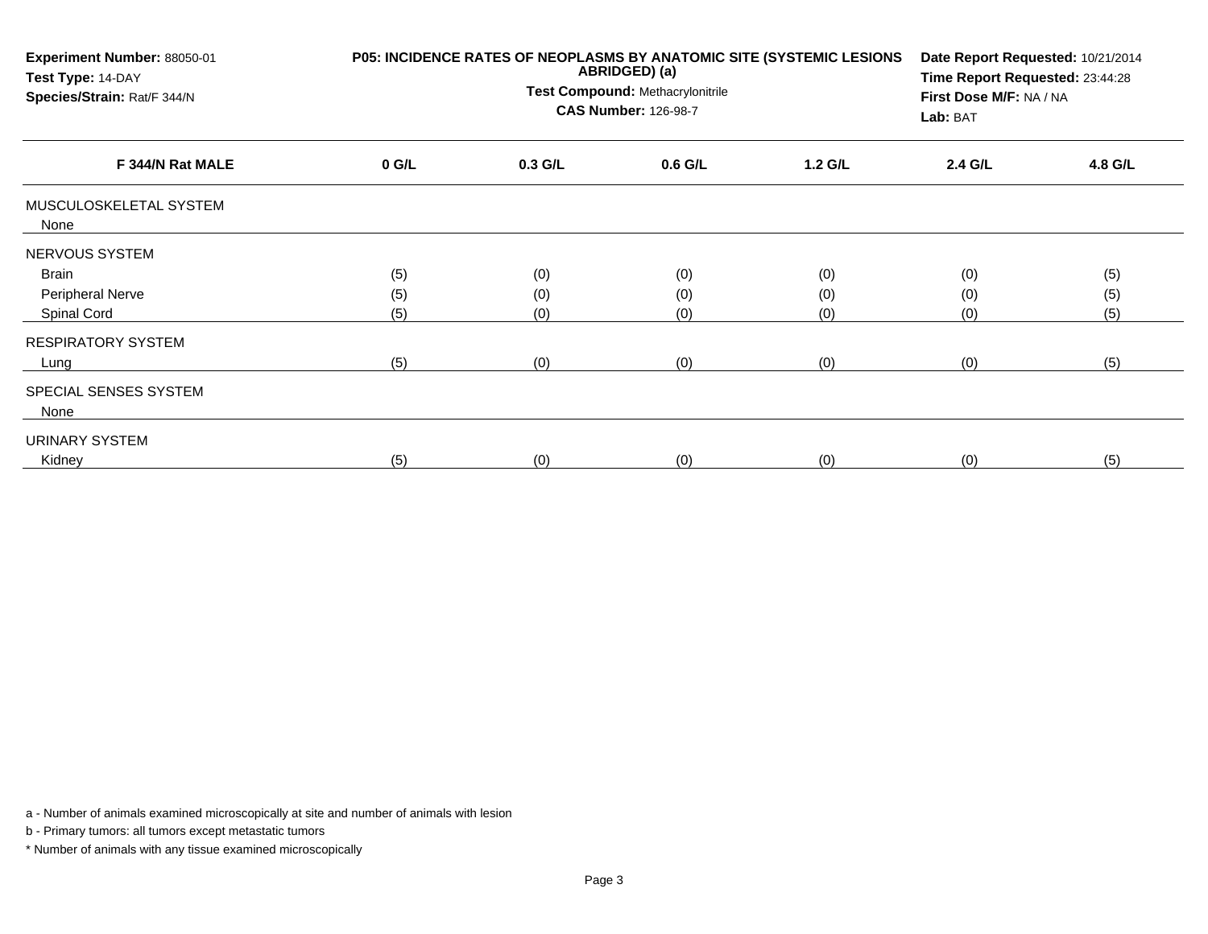**Experiment Number:** 88050-01
**Test Type:** 14-DAY
**Species/Strain:** Rat/F 344/N

**P05: INCIDENCE RATES OF NEOPLASMS BY ANATOMIC SITE (SYSTEMIC LESIONS ABRIDGED) (a)**
**Test Compound:** Methacrylonitrile
**CAS Number:** 126-98-7

**Date Report Requested:** 10/21/2014
**Time Report Requested:** 23:44:28
**First Dose M/F:** NA / NA
**Lab:** BAT

| F 344/N Rat MALE | 0 G/L | 0.3 G/L | 0.6 G/L | 1.2 G/L | 2.4 G/L | 4.8 G/L |
|---|---|---|---|---|---|---|
| MUSCULOSKELETAL SYSTEM | | | | | | |
| None | | | | | | |
| NERVOUS SYSTEM | | | | | | |
| Brain | (5) | (0) | (0) | (0) | (0) | (5) |
| Peripheral Nerve | (5) | (0) | (0) | (0) | (0) | (5) |
| Spinal Cord | (5) | (0) | (0) | (0) | (0) | (5) |
| RESPIRATORY SYSTEM | | | | | | |
| Lung | (5) | (0) | (0) | (0) | (0) | (5) |
| SPECIAL SENSES SYSTEM | | | | | | |
| None | | | | | | |
| URINARY SYSTEM | | | | | | |
| Kidney | (5) | (0) | (0) | (0) | (0) | (5) |

a - Number of animals examined microscopically at site and number of animals with lesion

b - Primary tumors: all tumors except metastatic tumors

* Number of animals with any tissue examined microscopically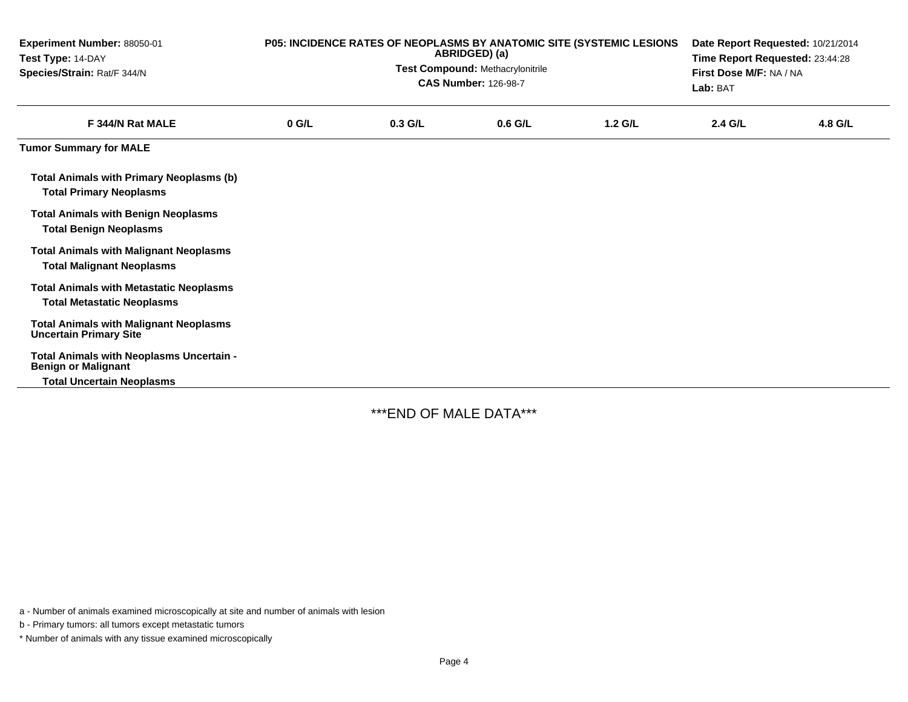**Experiment Number:** 88050-01
**Test Type:** 14-DAY
**Species/Strain:** Rat/F 344/N

**P05: INCIDENCE RATES OF NEOPLASMS BY ANATOMIC SITE (SYSTEMIC LESIONS ABRIDGED) (a)**
**Test Compound:** Methacrylonitrile
**CAS Number:** 126-98-7

**Date Report Requested:** 10/21/2014
**Time Report Requested:** 23:44:28
**First Dose M/F:** NA / NA
**Lab:** BAT

| F 344/N Rat MALE | 0 G/L | 0.3 G/L | 0.6 G/L | 1.2 G/L | 2.4 G/L | 4.8 G/L |
|---|---|---|---|---|---|---|
| **Tumor Summary for MALE** | | | | | | |
| **Total Animals with Primary Neoplasms (b)** | | | | | | |
| **Total Primary Neoplasms** | | | | | | |
| **Total Animals with Benign Neoplasms** | | | | | | |
| **Total Benign Neoplasms** | | | | | | |
| **Total Animals with Malignant Neoplasms** | | | | | | |
| **Total Malignant Neoplasms** | | | | | | |
| **Total Animals with Metastatic Neoplasms** | | | | | | |
| **Total Metastatic Neoplasms** | | | | | | |
| **Total Animals with Malignant Neoplasms Uncertain Primary Site** | | | | | | |
| **Total Animals with Neoplasms Uncertain - Benign or Malignant** | | | | | | |
| **Total Uncertain Neoplasms** | | | | | | |

***END OF MALE DATA***

a - Number of animals examined microscopically at site and number of animals with lesion

b - Primary tumors: all tumors except metastatic tumors

* Number of animals with any tissue examined microscopically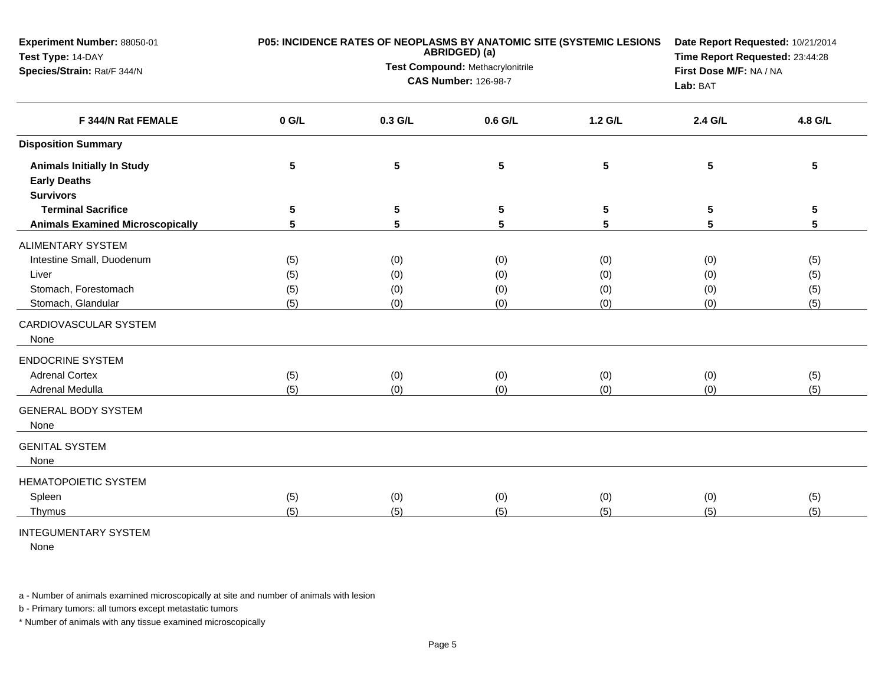**Experiment Number:** 88050-01
**Test Type:** 14-DAY
**Species/Strain:** Rat/F 344/N

**P05: INCIDENCE RATES OF NEOPLASMS BY ANATOMIC SITE (SYSTEMIC LESIONS ABRIDGED) (a)**
**Test Compound:** Methacrylonitrile
**CAS Number:** 126-98-7

**Date Report Requested:** 10/21/2014
**Time Report Requested:** 23:44:28
**First Dose M/F:** NA / NA
**Lab:** BAT

| F 344/N Rat FEMALE | 0 G/L | 0.3 G/L | 0.6 G/L | 1.2 G/L | 2.4 G/L | 4.8 G/L |
|---|---|---|---|---|---|---|
| **Disposition Summary** | | | | | | |
| **Animals Initially In Study** | 5 | 5 | 5 | 5 | 5 | 5 |
| **Early Deaths** | | | | | | |
| **Survivors** | | | | | | |
| **Terminal Sacrifice** | 5 | 5 | 5 | 5 | 5 | 5 |
| **Animals Examined Microscopically** | 5 | 5 | 5 | 5 | 5 | 5 |
| ALIMENTARY SYSTEM | | | | | | |
| Intestine Small, Duodenum | (5) | (0) | (0) | (0) | (0) | (5) |
| Liver | (5) | (0) | (0) | (0) | (0) | (5) |
| Stomach, Forestomach | (5) | (0) | (0) | (0) | (0) | (5) |
| Stomach, Glandular | (5) | (0) | (0) | (0) | (0) | (5) |
| CARDIOVASCULAR SYSTEM | | | | | | |
| None | | | | | | |
| ENDOCRINE SYSTEM | | | | | | |
| Adrenal Cortex | (5) | (0) | (0) | (0) | (0) | (5) |
| Adrenal Medulla | (5) | (0) | (0) | (0) | (0) | (5) |
| GENERAL BODY SYSTEM | | | | | | |
| None | | | | | | |
| GENITAL SYSTEM | | | | | | |
| None | | | | | | |
| HEMATOPOIETIC SYSTEM | | | | | | |
| Spleen | (5) | (0) | (0) | (0) | (0) | (5) |
| Thymus | (5) | (5) | (5) | (5) | (5) | (5) |
| INTEGUMENTARY SYSTEM | | | | | | |
| None | | | | | | |

a - Number of animals examined microscopically at site and number of animals with lesion

b - Primary tumors: all tumors except metastatic tumors

* Number of animals with any tissue examined microscopically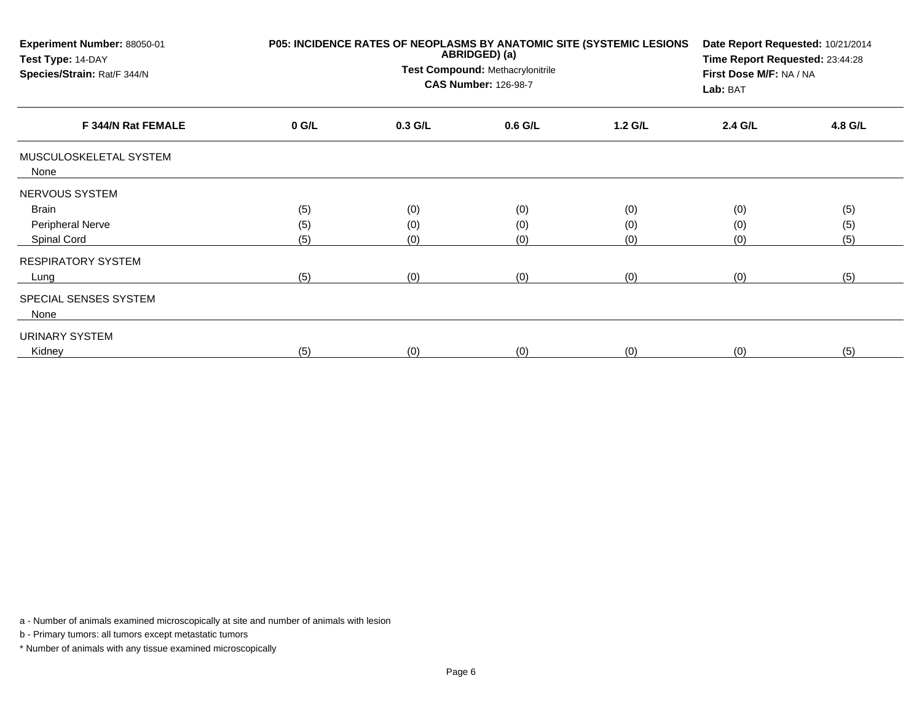**Experiment Number:** 88050-01
**Test Type:** 14-DAY
**Species/Strain:** Rat/F 344/N

**P05: INCIDENCE RATES OF NEOPLASMS BY ANATOMIC SITE (SYSTEMIC LESIONS ABRIDGED) (a)**
**Test Compound:** Methacrylonitrile
**CAS Number:** 126-98-7

**Date Report Requested:** 10/21/2014
**Time Report Requested:** 23:44:28
**First Dose M/F:** NA / NA
**Lab:** BAT

| F 344/N Rat FEMALE | 0 G/L | 0.3 G/L | 0.6 G/L | 1.2 G/L | 2.4 G/L | 4.8 G/L |
|---|---|---|---|---|---|---|
| MUSCULOSKELETAL SYSTEM | | | | | | |
| None | | | | | | |
| NERVOUS SYSTEM | | | | | | |
| Brain | (5) | (0) | (0) | (0) | (0) | (5) |
| Peripheral Nerve | (5) | (0) | (0) | (0) | (0) | (5) |
| Spinal Cord | (5) | (0) | (0) | (0) | (0) | (5) |
| RESPIRATORY SYSTEM | | | | | | |
| Lung | (5) | (0) | (0) | (0) | (0) | (5) |
| SPECIAL SENSES SYSTEM | | | | | | |
| None | | | | | | |
| URINARY SYSTEM | | | | | | |
| Kidney | (5) | (0) | (0) | (0) | (0) | (5) |

a - Number of animals examined microscopically at site and number of animals with lesion

b - Primary tumors: all tumors except metastatic tumors

* Number of animals with any tissue examined microscopically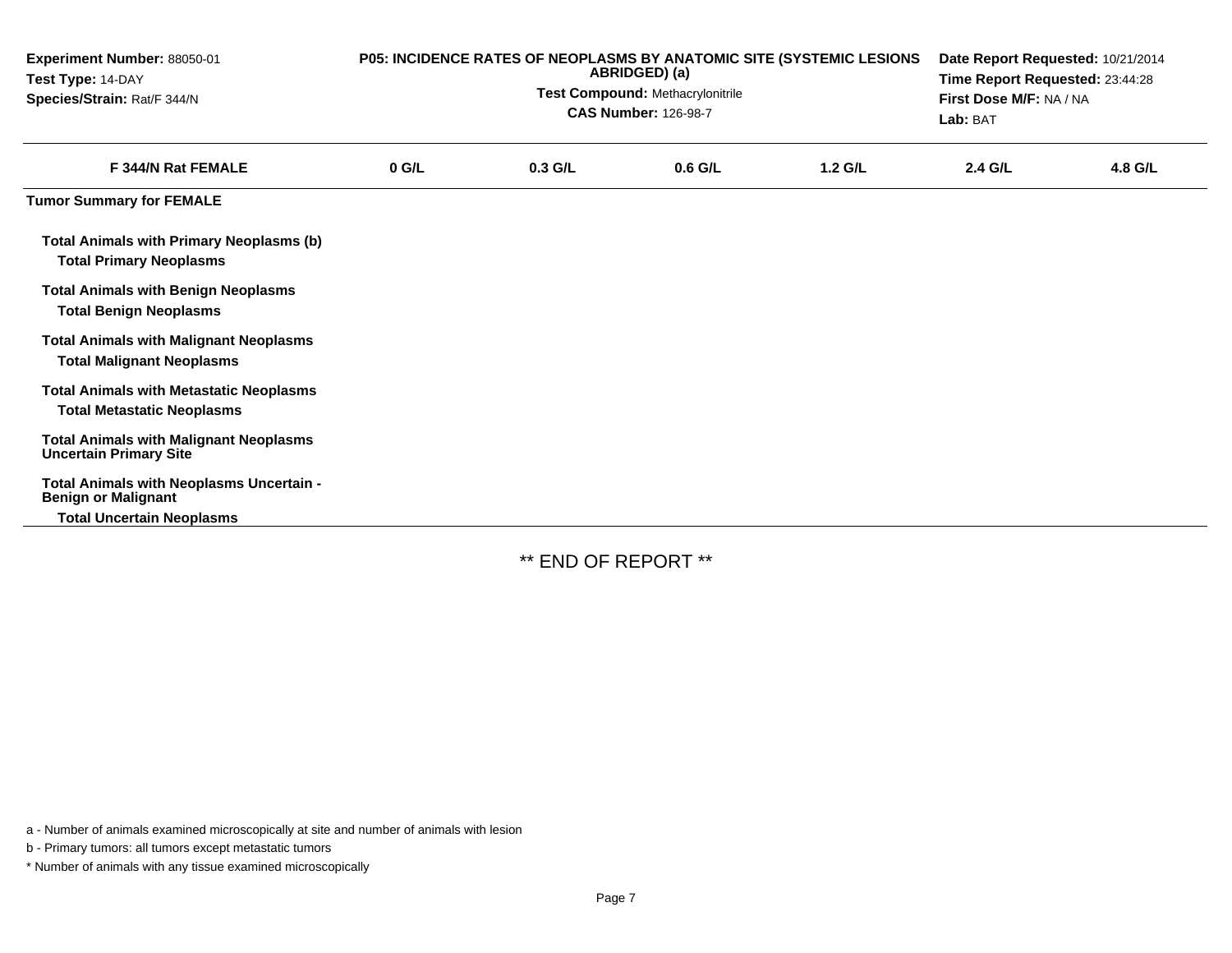**Experiment Number:** 88050-01
**Test Type:** 14-DAY
**Species/Strain:** Rat/F 344/N

**P05: INCIDENCE RATES OF NEOPLASMS BY ANATOMIC SITE (SYSTEMIC LESIONS ABRIDGED) (a)**
**Test Compound:** Methacrylonitrile
**CAS Number:** 126-98-7

**Date Report Requested:** 10/21/2014
**Time Report Requested:** 23:44:28
**First Dose M/F:** NA / NA
**Lab:** BAT

| F 344/N Rat FEMALE | 0 G/L | 0.3 G/L | 0.6 G/L | 1.2 G/L | 2.4 G/L | 4.8 G/L |
|---|---|---|---|---|---|---|
| **Tumor Summary for FEMALE** | | | | | | |
| **Total Animals with Primary Neoplasms (b)** | | | | | | |
| **Total Primary Neoplasms** | | | | | | |
| **Total Animals with Benign Neoplasms** | | | | | | |
| **Total Benign Neoplasms** | | | | | | |
| **Total Animals with Malignant Neoplasms** | | | | | | |
| **Total Malignant Neoplasms** | | | | | | |
| **Total Animals with Metastatic Neoplasms** | | | | | | |
| **Total Metastatic Neoplasms** | | | | | | |
| **Total Animals with Malignant Neoplasms Uncertain Primary Site** | | | | | | |
| **Total Animals with Neoplasms Uncertain - Benign or Malignant** | | | | | | |
| **Total Uncertain Neoplasms** | | | | | | |

** END OF REPORT **

a - Number of animals examined microscopically at site and number of animals with lesion

b - Primary tumors: all tumors except metastatic tumors

* Number of animals with any tissue examined microscopically